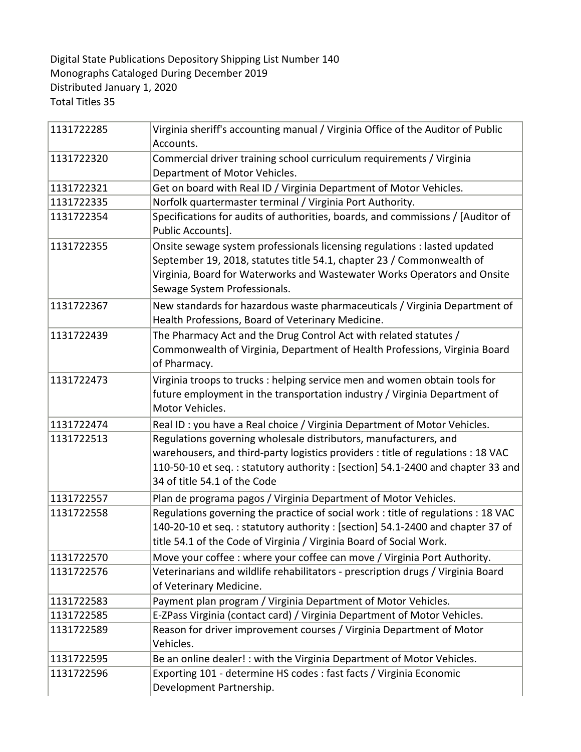Digital State Publications Depository Shipping List Number 140
Monographs Cataloged During December 2019
Distributed January 1, 2020
Total Titles 35

| | |
|---|---|
| 1131722285 | Virginia sheriff's accounting manual / Virginia Office of the Auditor of Public Accounts. |
| 1131722320 | Commercial driver training school curriculum requirements / Virginia Department of Motor Vehicles. |
| 1131722321 | Get on board with Real ID / Virginia Department of Motor Vehicles. |
| 1131722335 | Norfolk quartermaster terminal / Virginia Port Authority. |
| 1131722354 | Specifications for audits of authorities, boards, and commissions / [Auditor of Public Accounts]. |
| 1131722355 | Onsite sewage system professionals licensing regulations : lasted updated September 19, 2018, statutes title 54.1, chapter 23 / Commonwealth of Virginia, Board for Waterworks and Wastewater Works Operators and Onsite Sewage System Professionals. |
| 1131722367 | New standards for hazardous waste pharmaceuticals / Virginia Department of Health Professions, Board of Veterinary Medicine. |
| 1131722439 | The Pharmacy Act and the Drug Control Act with related statutes / Commonwealth of Virginia, Department of Health Professions, Virginia Board of Pharmacy. |
| 1131722473 | Virginia troops to trucks : helping service men and women obtain tools for future employment in the transportation industry / Virginia Department of Motor Vehicles. |
| 1131722474 | Real ID : you have a Real choice / Virginia Department of Motor Vehicles. |
| 1131722513 | Regulations governing wholesale distributors, manufacturers, and warehousers, and third-party logistics providers : title of regulations : 18 VAC 110-50-10 et seq. : statutory authority : [section] 54.1-2400 and chapter 33 and 34 of title 54.1 of the Code |
| 1131722557 | Plan de programa pagos / Virginia Department of Motor Vehicles. |
| 1131722558 | Regulations governing the practice of social work : title of regulations : 18 VAC 140-20-10 et seq. : statutory authority : [section] 54.1-2400 and chapter 37 of title 54.1 of the Code of Virginia / Virginia Board of Social Work. |
| 1131722570 | Move your coffee : where your coffee can move / Virginia Port Authority. |
| 1131722576 | Veterinarians and wildlife rehabilitators - prescription drugs / Virginia Board of Veterinary Medicine. |
| 1131722583 | Payment plan program / Virginia Department of Motor Vehicles. |
| 1131722585 | E-ZPass Virginia (contact card) / Virginia Department of Motor Vehicles. |
| 1131722589 | Reason for driver improvement courses / Virginia Department of Motor Vehicles. |
| 1131722595 | Be an online dealer! : with the Virginia Department of Motor Vehicles. |
| 1131722596 | Exporting 101 - determine HS codes : fast facts / Virginia Economic Development Partnership. |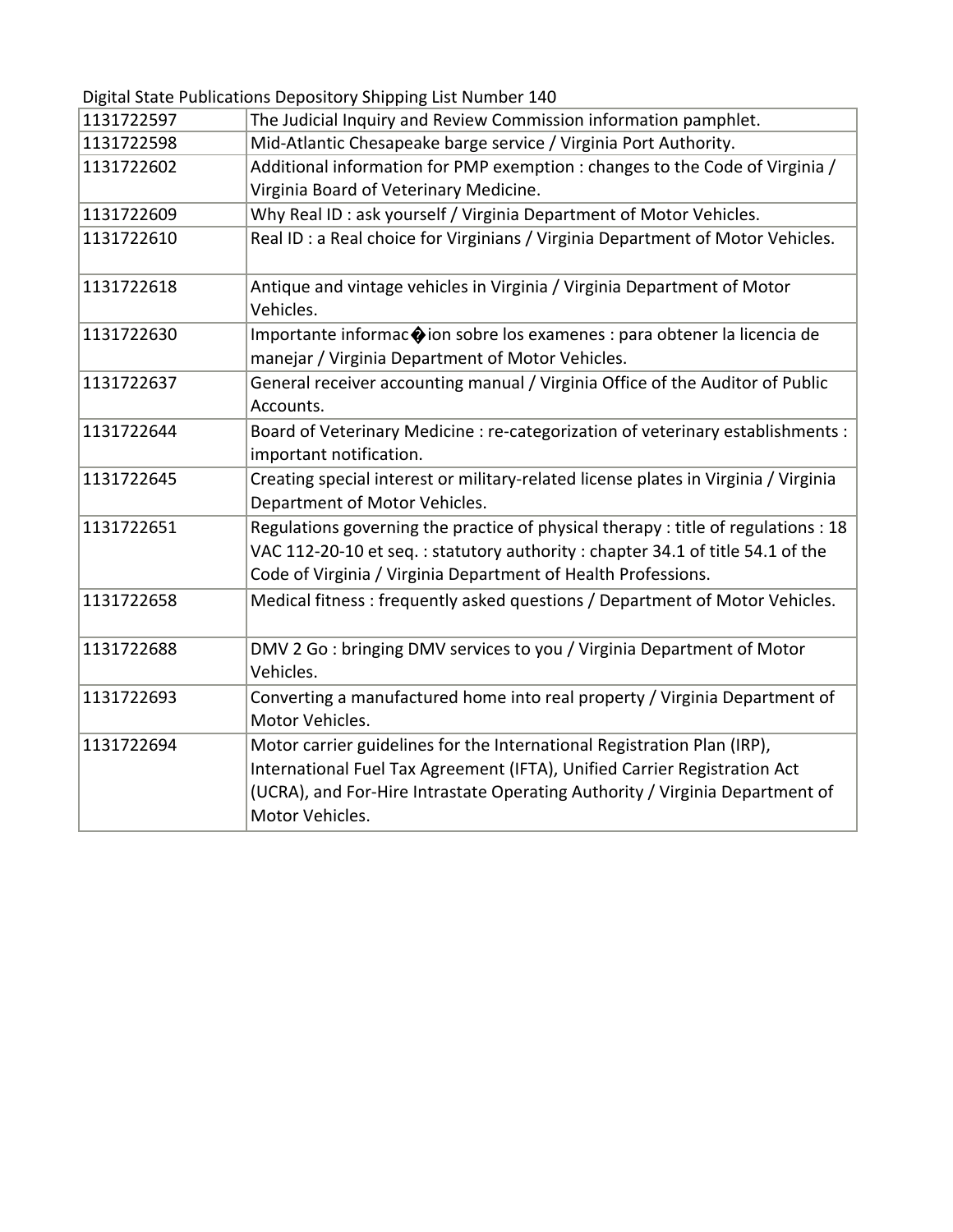Digital State Publications Depository Shipping List Number 140

| | |
|---|---|
| 1131722597 | The Judicial Inquiry and Review Commission information pamphlet. |
| 1131722598 | Mid-Atlantic Chesapeake barge service / Virginia Port Authority. |
| 1131722602 | Additional information for PMP exemption : changes to the Code of Virginia / Virginia Board of Veterinary Medicine. |
| 1131722609 | Why Real ID : ask yourself / Virginia Department of Motor Vehicles. |
| 1131722610 | Real ID : a Real choice for Virginians / Virginia Department of Motor Vehicles. |
| 1131722618 | Antique and vintage vehicles in Virginia / Virginia Department of Motor Vehicles. |
| 1131722630 | Importante informac�ion sobre los examenes : para obtener la licencia de manejar / Virginia Department of Motor Vehicles. |
| 1131722637 | General receiver accounting manual / Virginia Office of the Auditor of Public Accounts. |
| 1131722644 | Board of Veterinary Medicine : re-categorization of veterinary establishments : important notification. |
| 1131722645 | Creating special interest or military-related license plates in Virginia / Virginia Department of Motor Vehicles. |
| 1131722651 | Regulations governing the practice of physical therapy : title of regulations : 18 VAC 112-20-10 et seq. : statutory authority : chapter 34.1 of title 54.1 of the Code of Virginia / Virginia Department of Health Professions. |
| 1131722658 | Medical fitness : frequently asked questions / Department of Motor Vehicles. |
| 1131722688 | DMV 2 Go : bringing DMV services to you / Virginia Department of Motor Vehicles. |
| 1131722693 | Converting a manufactured home into real property / Virginia Department of Motor Vehicles. |
| 1131722694 | Motor carrier guidelines for the International Registration Plan (IRP), International Fuel Tax Agreement (IFTA), Unified Carrier Registration Act (UCRA), and For-Hire Intrastate Operating Authority / Virginia Department of Motor Vehicles. |